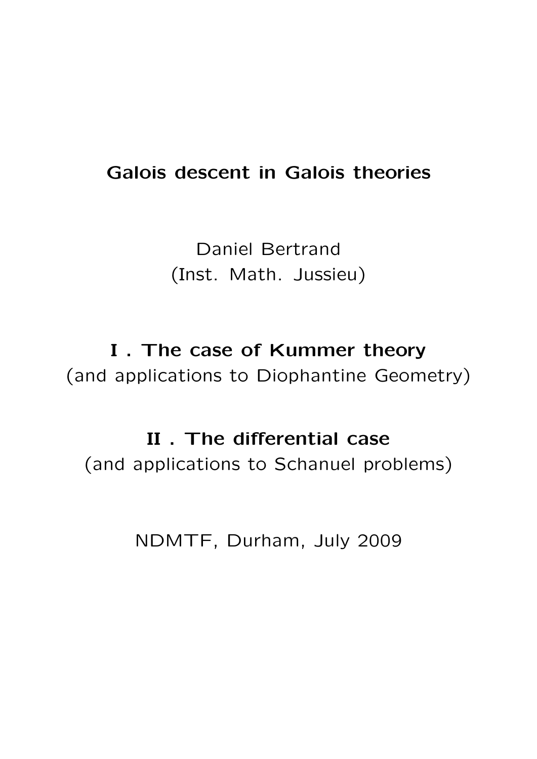# Galois descent in Galois theories

Daniel Bertrand
(Inst. Math. Jussieu)

## I . The case of Kummer theory
(and applications to Diophantine Geometry)

## II . The differential case
(and applications to Schanuel problems)

NDMTF, Durham, July 2009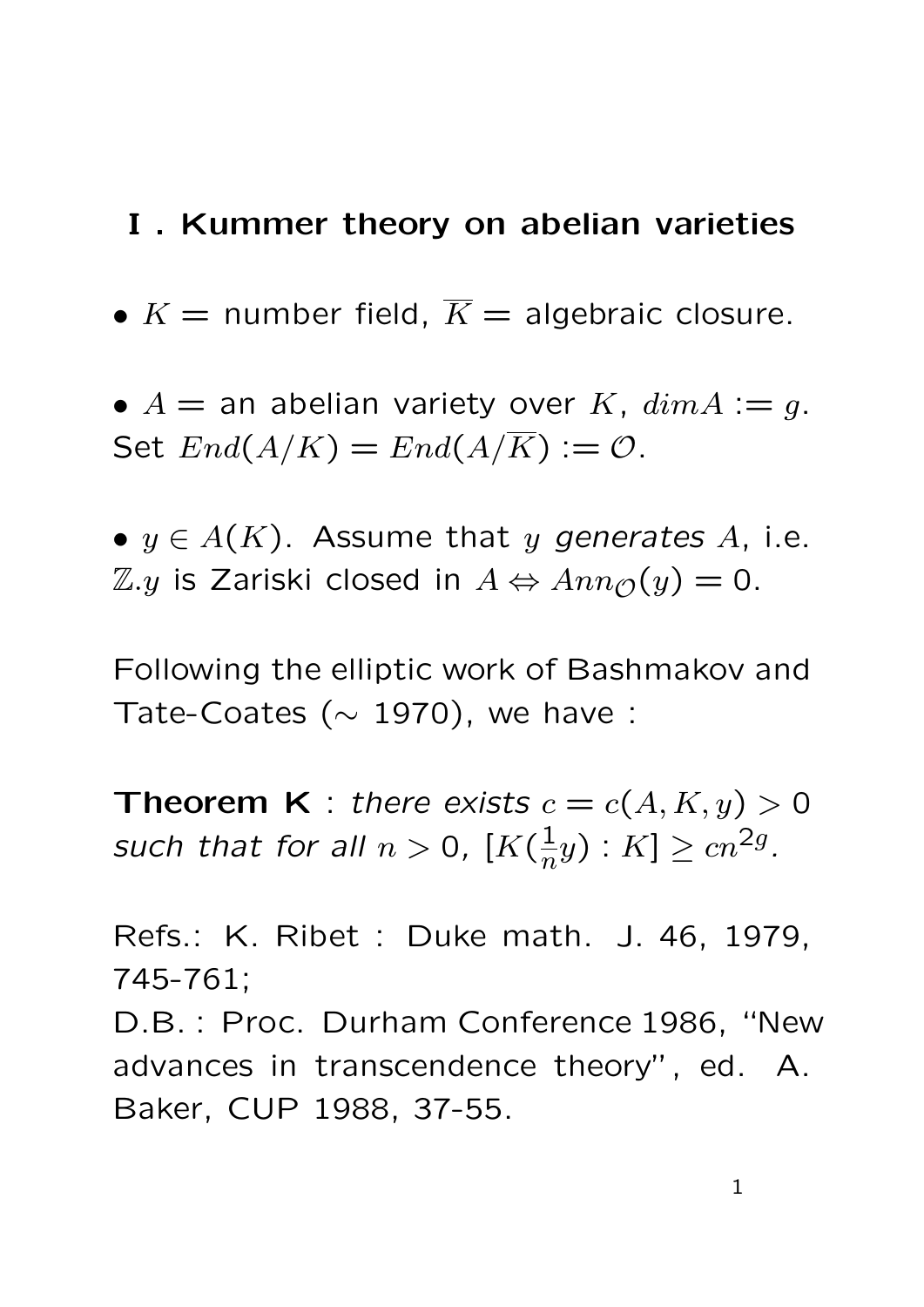## I . Kummer theory on abelian varieties

- $K$ = number field, $\overline{K}$ = algebraic closure.

- $A$ = an abelian variety over $K$, $dim A := g$. Set $End(A/K) = End(A/\overline{K}) := \mathcal{O}$.

- $y \in A(K)$. Assume that $y$ *generates* $A$, i.e. $\mathbb{Z}.y$ is Zariski closed in $A \Leftrightarrow Ann_{\mathcal{O}}(y) = 0$.

Following the elliptic work of Bashmakov and Tate-Coates ($\sim$ 1970), we have :

**Theorem K** : *there exists* $c = c(A, K, y) > 0$ *such that for all* $n > 0$, $[K(\frac{1}{n}y) : K] \geq cn^{2g}$.

Refs.: K. Ribet : Duke math. J. 46, 1979, 745-761;
D.B. : Proc. Durham Conference 1986, "New advances in transcendence theory", ed. A. Baker, CUP 1988, 37-55.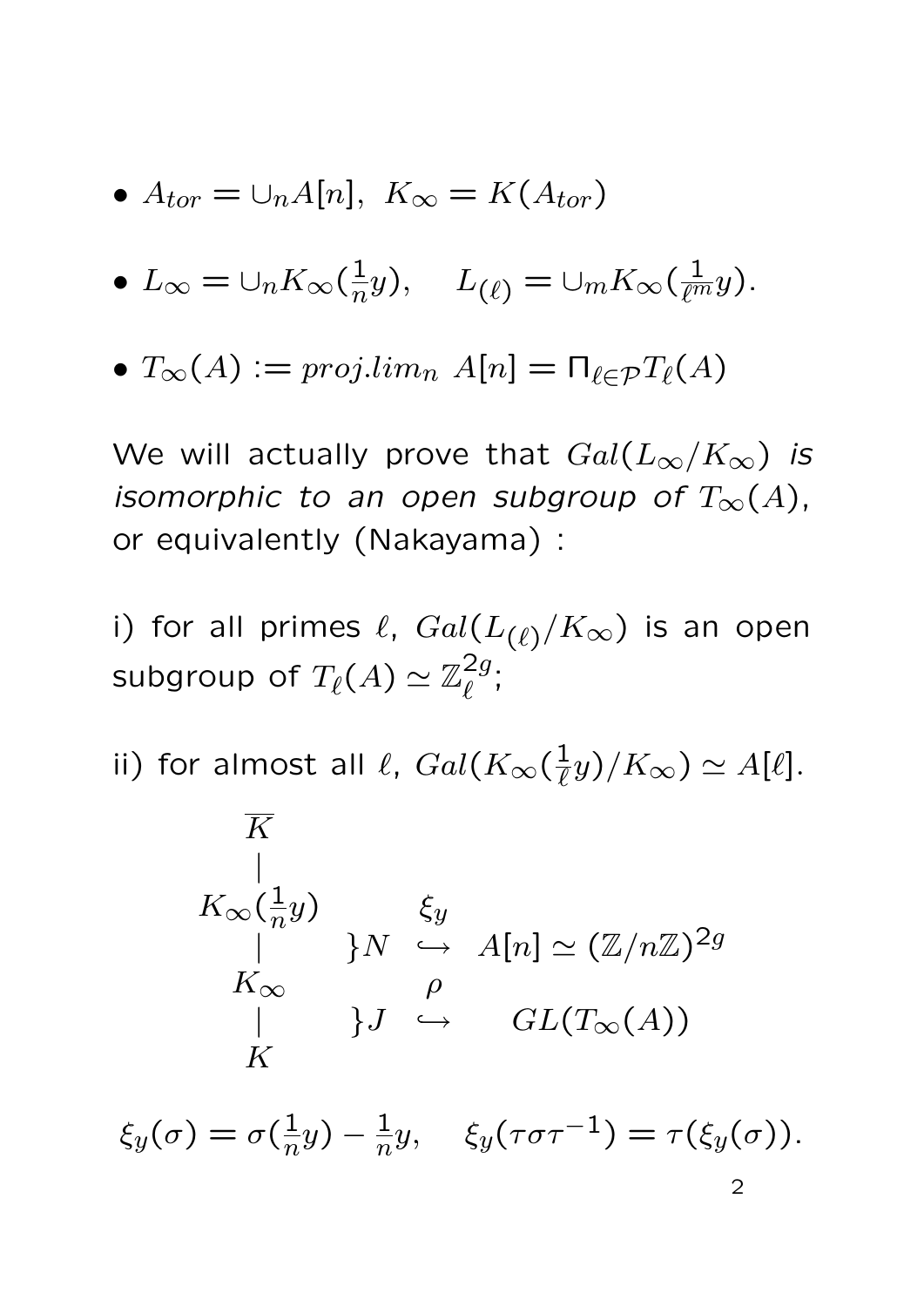- $A_{tor} = \cup_n A[n], \; K_\infty = K(A_{tor})$

- $L_\infty = \cup_n K_\infty(\frac{1}{n}y), \quad L_{(\ell)} = \cup_m K_\infty(\frac{1}{\ell^m}y).$

- $T_\infty(A) := proj.lim_n \; A[n] = \Pi_{\ell \in \mathcal{P}} T_\ell(A)$

We will actually prove that $Gal(L_\infty/K_\infty)$ *is isomorphic to an open subgroup of* $T_\infty(A)$, or equivalently (Nakayama) :

i) for all primes $\ell$, $Gal(L_{(\ell)}/K_\infty)$ is an open subgroup of $T_\ell(A) \simeq \mathbb{Z}_\ell^{2g}$;

ii) for almost all $\ell$, $Gal(K_\infty(\frac{1}{\ell}y)/K_\infty) \simeq A[\ell]$.

$$
\begin{array}{ccccc}
\overline{K} & & & & \\
| & & & & \\
K_\infty(\frac{1}{n}y) & & \xi_y & & \\
| & \}N & \hookrightarrow & A[n] \simeq (\mathbb{Z}/n\mathbb{Z})^{2g} & \\
K_\infty & & \rho & & \\
| & \}J & \hookrightarrow & GL(T_\infty(A)) & \\
K & & & &
\end{array}
$$

$$\xi_y(\sigma) = \sigma(\tfrac{1}{n}y) - \tfrac{1}{n}y, \quad \xi_y(\tau\sigma\tau^{-1}) = \tau(\xi_y(\sigma)).$$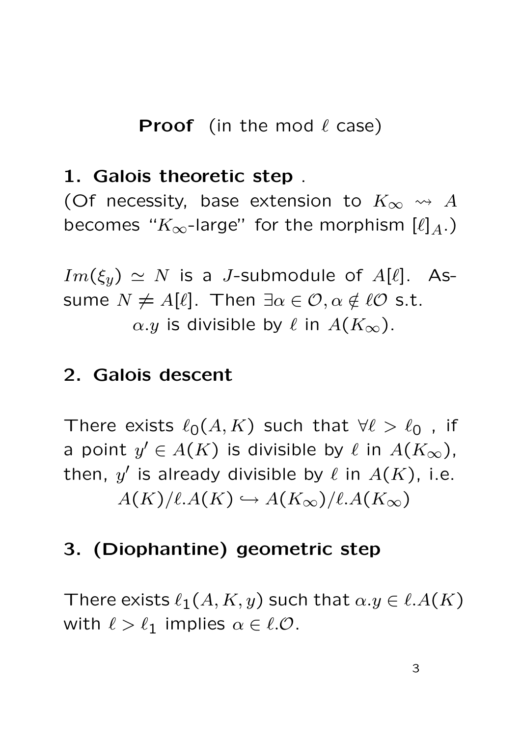**Proof** (in the mod $\ell$ case)

**1. Galois theoretic step** .

(Of necessity, base extension to $K_\infty \rightsquigarrow A$ becomes "$K_\infty$-large" for the morphism $[\ell]_A$.)

$Im(\xi_y) \simeq N$ is a $J$-submodule of $A[\ell]$. Assume $N \neq A[\ell]$. Then $\exists \alpha \in \mathcal{O}, \alpha \notin \ell\mathcal{O}$ s.t.

$\alpha.y$ is divisible by $\ell$ in $A(K_\infty)$.

**2. Galois descent**

There exists $\ell_0(A, K)$ such that $\forall \ell > \ell_0$ , if a point $y' \in A(K)$ is divisible by $\ell$ in $A(K_\infty)$, then, $y'$ is already divisible by $\ell$ in $A(K)$, i.e.

$$A(K)/\ell.A(K) \hookrightarrow A(K_\infty)/\ell.A(K_\infty)$$

**3. (Diophantine) geometric step**

There exists $\ell_1(A, K, y)$ such that $\alpha.y \in \ell.A(K)$ with $\ell > \ell_1$ implies $\alpha \in \ell.\mathcal{O}$.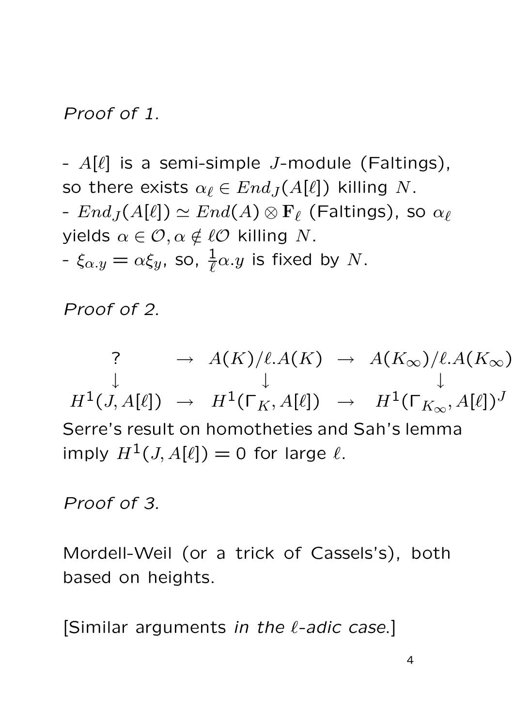*Proof of 1.*

- $A[\ell]$ is a semi-simple $J$-module (Faltings), so there exists $\alpha_\ell \in End_J(A[\ell])$ killing $N$.
- $End_J(A[\ell]) \simeq End(A) \otimes \mathbf{F}_\ell$ (Faltings), so $\alpha_\ell$ yields $\alpha \in \mathcal{O}, \alpha \notin \ell\mathcal{O}$ killing $N$.
- $\xi_{\alpha.y} = \alpha \xi_y$, so, $\frac{1}{\ell}\alpha.y$ is fixed by $N$.

*Proof of 2.*

$$
\begin{array}{ccccc}
? & \rightarrow & A(K)/\ell.A(K) & \rightarrow & A(K_\infty)/\ell.A(K_\infty) \\
\downarrow & & \downarrow & & \downarrow \\
H^1(J, A[\ell]) & \rightarrow & H^1(\Gamma_K, A[\ell]) & \rightarrow & H^1(\Gamma_{K_\infty}, A[\ell])^J
\end{array}
$$

Serre's result on homotheties and Sah's lemma imply $H^1(J, A[\ell]) = 0$ for large $\ell$.

*Proof of 3.*

Mordell-Weil (or a trick of Cassels's), both based on heights.

[Similar arguments *in the $\ell$-adic case*.]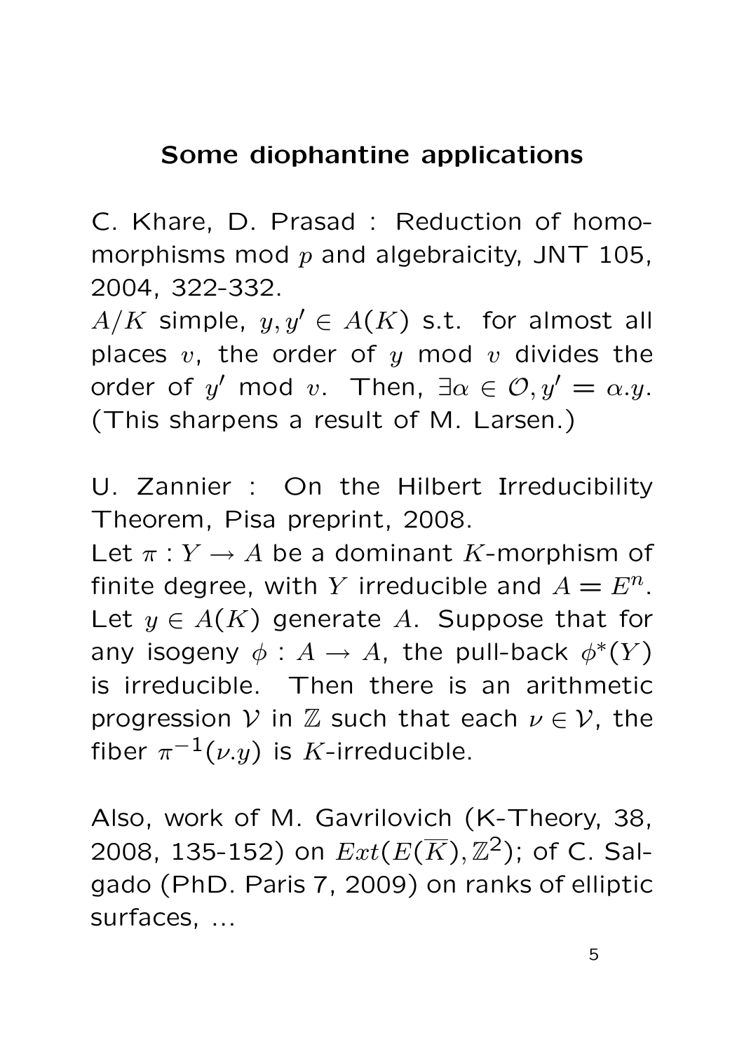# Some diophantine applications

C. Khare, D. Prasad : Reduction of homomorphisms mod $p$ and algebraicity, JNT 105, 2004, 322-332.

$A/K$ simple, $y, y' \in A(K)$ s.t. for almost all places $v$, the order of $y$ mod $v$ divides the order of $y'$ mod $v$. Then, $\exists \alpha \in \mathcal{O}, y' = \alpha.y$. (This sharpens a result of M. Larsen.)

U. Zannier : On the Hilbert Irreducibility Theorem, Pisa preprint, 2008.

Let $\pi : Y \to A$ be a dominant $K$-morphism of finite degree, with $Y$ irreducible and $A = E^n$. Let $y \in A(K)$ generate $A$. Suppose that for any isogeny $\phi : A \to A$, the pull-back $\phi^*(Y)$ is irreducible. Then there is an arithmetic progression $\mathcal{V}$ in $\mathbb{Z}$ such that each $\nu \in \mathcal{V}$, the fiber $\pi^{-1}(\nu.y)$ is $K$-irreducible.

Also, work of M. Gavrilovich (K-Theory, 38, 2008, 135-152) on $Ext(E(\overline{K}), \mathbb{Z}^2)$; of C. Salgado (PhD. Paris 7, 2009) on ranks of elliptic surfaces, ...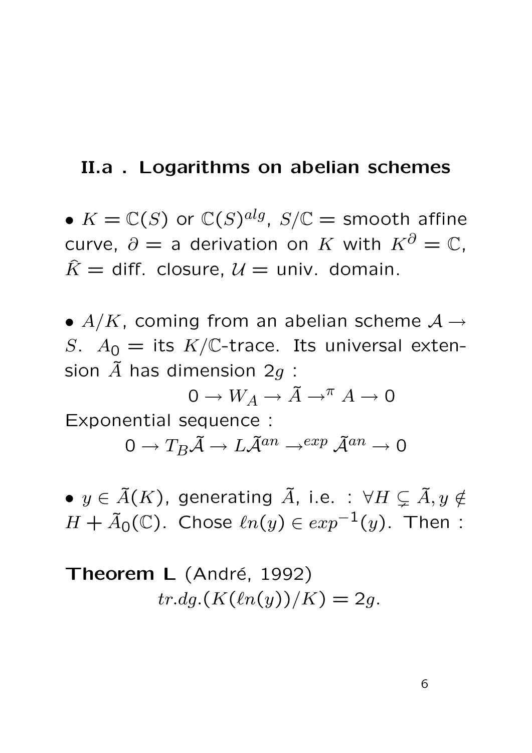## II.a . Logarithms on abelian schemes

- $K = \mathbb{C}(S)$ or $\mathbb{C}(S)^{alg}$, $S/\mathbb{C}$ = smooth affine curve, $\partial$ = a derivation on $K$ with $K^\partial = \mathbb{C}$, $\widehat{K}$ = diff. closure, $\mathcal{U}$ = univ. domain.

- $A/K$, coming from an abelian scheme $\mathcal{A} \to S$. $A_0$ = its $K/\mathbb{C}$-trace. Its universal extension $\tilde{A}$ has dimension $2g$ :

$$0 \to W_A \to \tilde{A} \to^{\pi} A \to 0$$

Exponential sequence :

$$0 \to T_B\tilde{\mathcal{A}} \to L\tilde{\mathcal{A}}^{an} \to^{exp} \tilde{\mathcal{A}}^{an} \to 0$$

- $y \in \tilde{A}(K)$, generating $\tilde{A}$, i.e. : $\forall H \subsetneq \tilde{A}, y \notin H + \tilde{A}_0(\mathbb{C})$. Chose $\ell n(y) \in exp^{-1}(y)$. Then :

**Theorem L** (André, 1992)

$$tr.dg.(K(\ell n(y))/K) = 2g.$$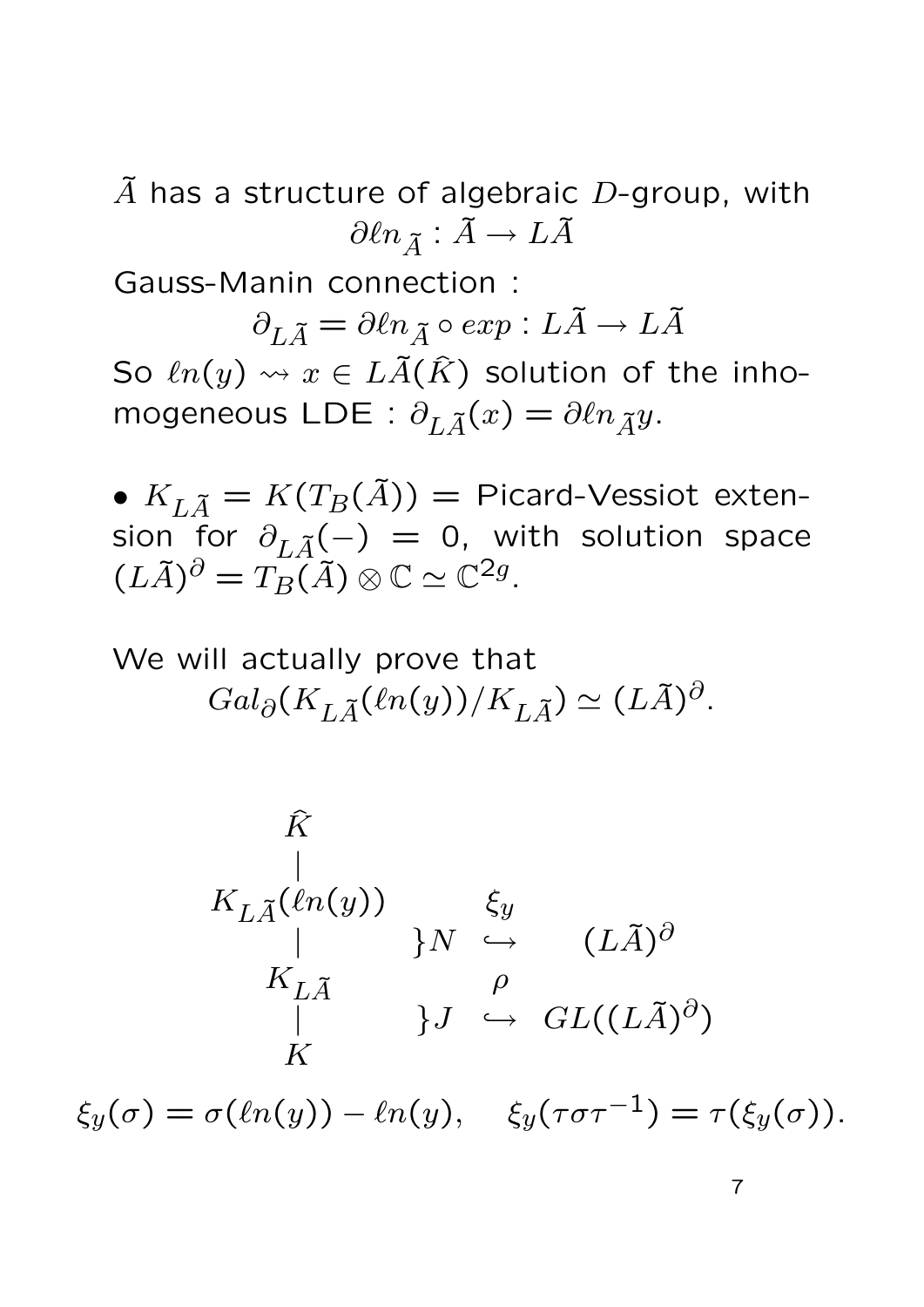$\tilde{A}$ has a structure of algebraic $D$-group, with

$$\partial\ell n_{\tilde{A}} : \tilde{A} \to L\tilde{A}$$

Gauss-Manin connection :

$$\partial_{L\tilde{A}} = \partial\ell n_{\tilde{A}} \circ exp : L\tilde{A} \to L\tilde{A}$$

So $\ell n(y) \rightsquigarrow x \in L\tilde{A}(\hat{K})$ solution of the inhomogeneous LDE : $\partial_{L\tilde{A}}(x) = \partial\ell n_{\tilde{A}} y$.

- $K_{L\tilde{A}} = K(T_B(\tilde{A}))$ = Picard-Vessiot extension for $\partial_{L\tilde{A}}(-) = 0$, with solution space $(L\tilde{A})^\partial = T_B(\tilde{A}) \otimes \mathbb{C} \simeq \mathbb{C}^{2g}$.

We will actually prove that

$$Gal_\partial(K_{L\tilde{A}}(\ell n(y))/K_{L\tilde{A}}) \simeq (L\tilde{A})^\partial.$$

$$\begin{array}{ccccc}
\hat{K} & & & & \\
| & & & & \\
K_{L\tilde{A}}(\ell n(y)) & & \xi_y & & \\
| & \}N & \hookrightarrow & (L\tilde{A})^\partial & \\
K_{L\tilde{A}} & & \rho & & \\
| & \}J & \hookrightarrow & GL((L\tilde{A})^\partial) & \\
K & & & &
\end{array}$$

$$\xi_y(\sigma) = \sigma(\ell n(y)) - \ell n(y), \quad \xi_y(\tau\sigma\tau^{-1}) = \tau(\xi_y(\sigma)).$$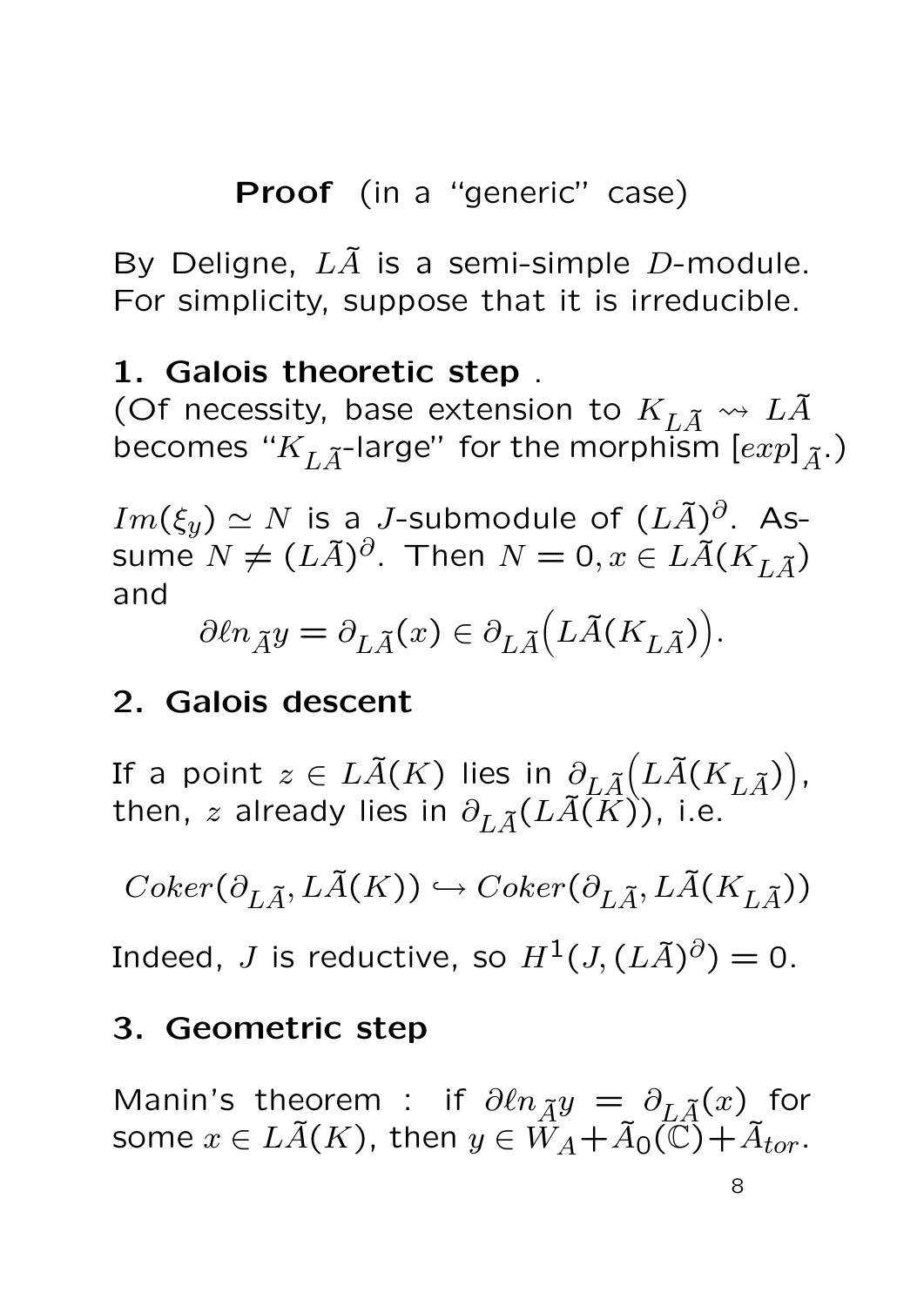**Proof** (in a "generic" case)

By Deligne, $L\tilde{A}$ is a semi-simple $D$-module. For simplicity, suppose that it is irreducible.

**1. Galois theoretic step** .
(Of necessity, base extension to $K_{L\tilde{A}} \rightsquigarrow L\tilde{A}$ becomes "$K_{L\tilde{A}}$-large" for the morphism $[exp]_{\tilde{A}}$.)

$Im(\xi_y) \simeq N$ is a $J$-submodule of $(L\tilde{A})^{\partial}$. Assume $N \neq (L\tilde{A})^{\partial}$. Then $N = 0, x \in L\tilde{A}(K_{L\tilde{A}})$ and

$$\partial \ell n_{\tilde{A}} y = \partial_{L\tilde{A}}(x) \in \partial_{L\tilde{A}}\Big(L\tilde{A}(K_{L\tilde{A}})\Big).$$

**2. Galois descent**

If a point $z \in L\tilde{A}(K)$ lies in $\partial_{L\tilde{A}}\Big(L\tilde{A}(K_{L\tilde{A}})\Big)$, then, $z$ already lies in $\partial_{L\tilde{A}}(L\tilde{A}(K))$, i.e.

$$Coker(\partial_{L\tilde{A}}, L\tilde{A}(K)) \hookrightarrow Coker(\partial_{L\tilde{A}}, L\tilde{A}(K_{L\tilde{A}}))$$

Indeed, $J$ is reductive, so $H^1(J, (L\tilde{A})^{\partial}) = 0$.

**3. Geometric step**

Manin's theorem : if $\partial \ell n_{\tilde{A}} y = \partial_{L\tilde{A}}(x)$ for some $x \in L\tilde{A}(K)$, then $y \in W_A + \tilde{A}_0(\mathbb{C}) + \tilde{A}_{tor}$.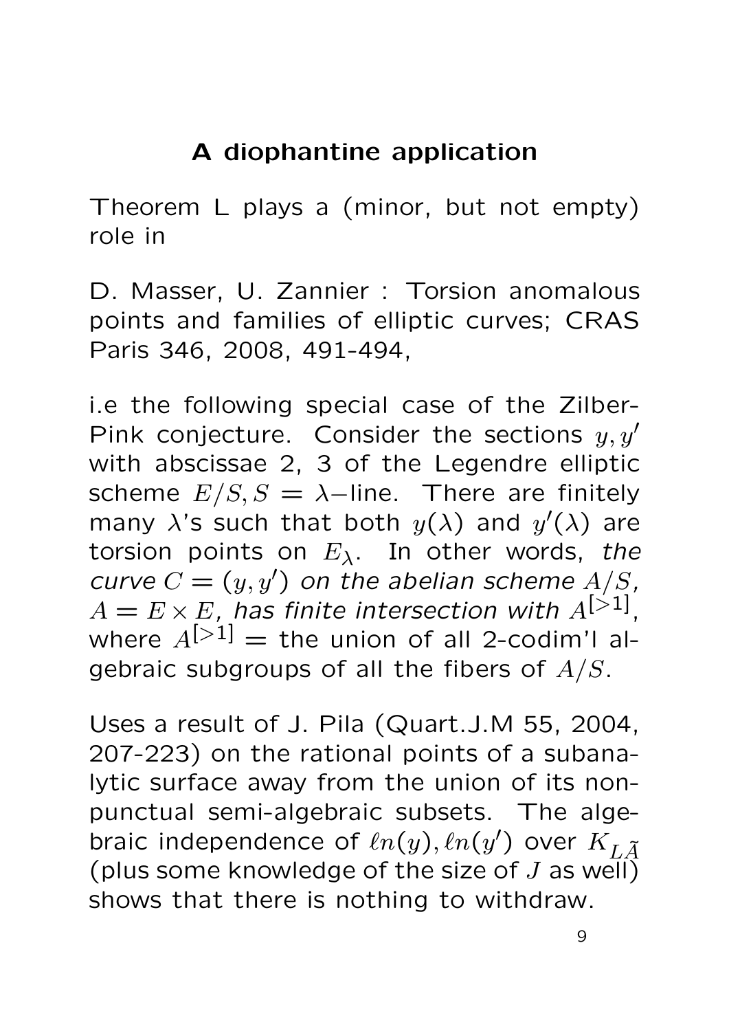## A diophantine application

Theorem L plays a (minor, but not empty) role in

D. Masser, U. Zannier : Torsion anomalous points and families of elliptic curves; CRAS Paris 346, 2008, 491-494,

i.e the following special case of the Zilber-Pink conjecture. Consider the sections $y, y'$ with abscissae 2, 3 of the Legendre elliptic scheme $E/S, S = \lambda-$line. There are finitely many $\lambda$'s such that both $y(\lambda)$ and $y'(\lambda)$ are torsion points on $E_\lambda$. In other words, *the curve $C = (y, y')$ on the abelian scheme $A/S$, $A = E \times E$, has finite intersection with $A^{[>1]}$*, where $A^{[>1]} =$ the union of all 2-codim'l algebraic subgroups of all the fibers of $A/S$.

Uses a result of J. Pila (Quart.J.M 55, 2004, 207-223) on the rational points of a subanalytic surface away from the union of its non-punctual semi-algebraic subsets. The algebraic independence of $\ell n(y), \ell n(y')$ over $K_{L\tilde{A}}$ (plus some knowledge of the size of $J$ as well) shows that there is nothing to withdraw.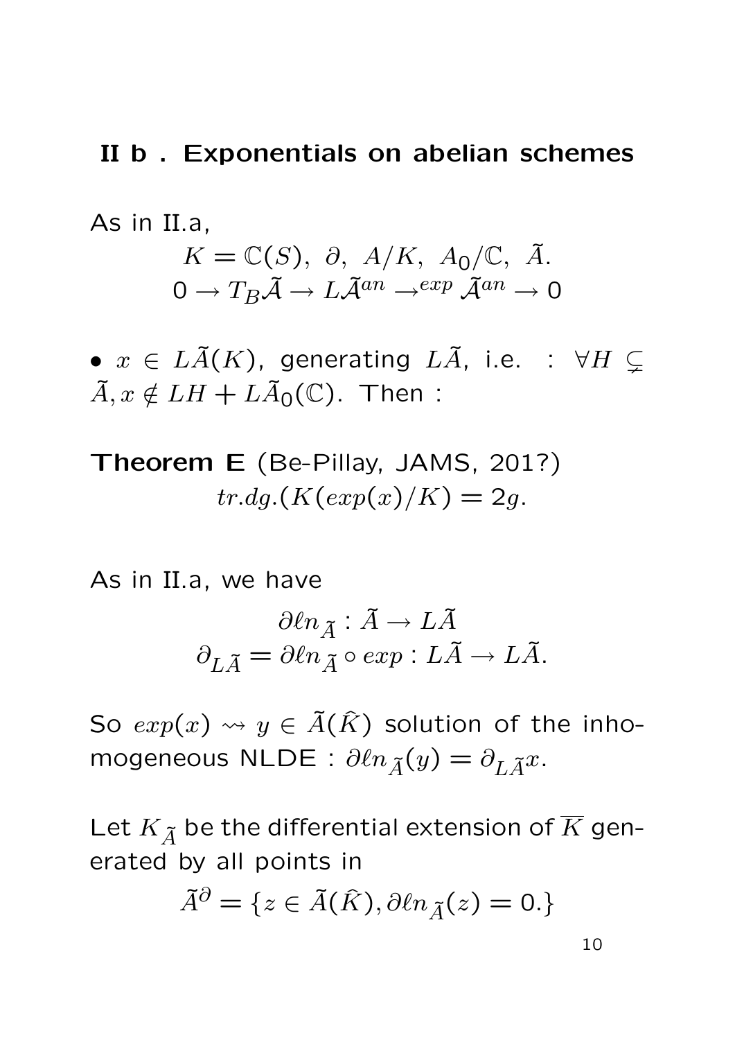## II b . Exponentials on abelian schemes

As in II.a,

$$K = \mathbb{C}(S),\ \partial,\ A/K,\ A_0/\mathbb{C},\ \tilde{A}.$$
$$0 \to T_B\tilde{\mathcal{A}} \to L\tilde{\mathcal{A}}^{an} \to^{exp} \tilde{\mathcal{A}}^{an} \to 0$$

- $x \in L\tilde{A}(K)$, generating $L\tilde{A}$, i.e. : $\forall H \subsetneq \tilde{A}, x \notin LH + L\tilde{A}_0(\mathbb{C})$. Then :

**Theorem E** (Be-Pillay, JAMS, 201?)

$$tr.dg.(K(exp(x)/K) = 2g.$$

As in II.a, we have

$$\partial\ell n_{\tilde{A}} : \tilde{A} \to L\tilde{A}$$
$$\partial_{L\tilde{A}} = \partial\ell n_{\tilde{A}} \circ exp : L\tilde{A} \to L\tilde{A}.$$

So $exp(x) \rightsquigarrow y \in \tilde{A}(\hat{K})$ solution of the inhomogeneous NLDE : $\partial\ell n_{\tilde{A}}(y) = \partial_{L\tilde{A}}x$.

Let $K_{\tilde{A}}$ be the differential extension of $\overline{K}$ generated by all points in

$$\tilde{A}^\partial = \{z \in \tilde{A}(\hat{K}), \partial\ell n_{\tilde{A}}(z) = 0.\}$$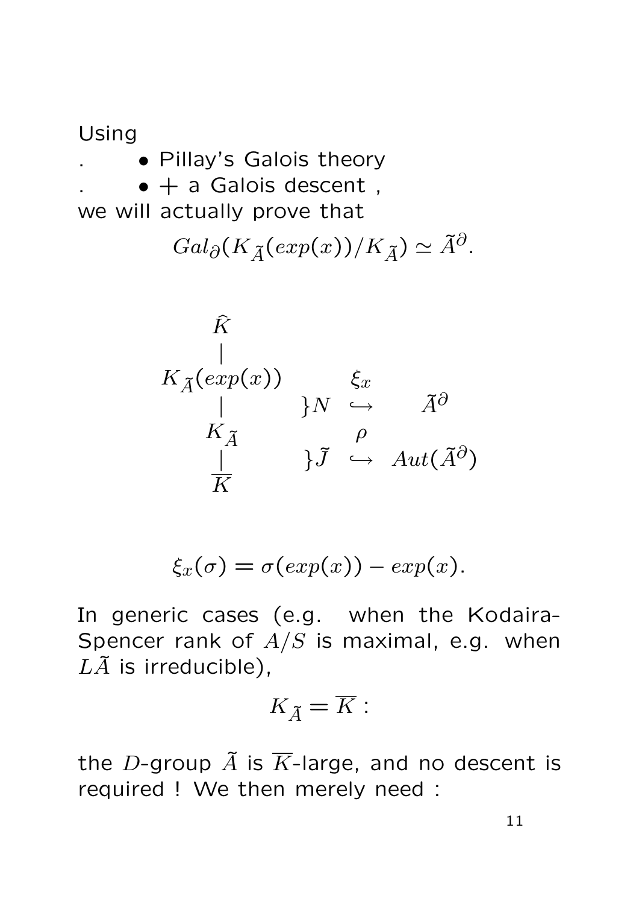Using

- Pillay's Galois theory
- + a Galois descent ,

we will actually prove that

$$Gal_\partial(K_{\tilde{A}}(exp(x))/K_{\tilde{A}}) \simeq \tilde{A}^\partial.$$

$$\begin{array}{ccccc}
\widehat{K} & & & & \\
| & & & & \\
K_{\tilde{A}}(exp(x)) & & \xi_x & & \\
| & \}N & \hookrightarrow & & \tilde{A}^\partial \\
K_{\tilde{A}} & & \rho & & \\
| & \}\tilde{J} & \hookrightarrow & & Aut(\tilde{A}^\partial) \\
\overline{K} & & & &
\end{array}$$

$$\xi_x(\sigma) = \sigma(exp(x)) - exp(x).$$

In generic cases (e.g. when the Kodaira-Spencer rank of $A/S$ is maximal, e.g. when $L\tilde{A}$ is irreducible),

$$K_{\tilde{A}} = \overline{K} :$$

the $D$-group $\tilde{A}$ is $\overline{K}$-large, and no descent is required ! We then merely need :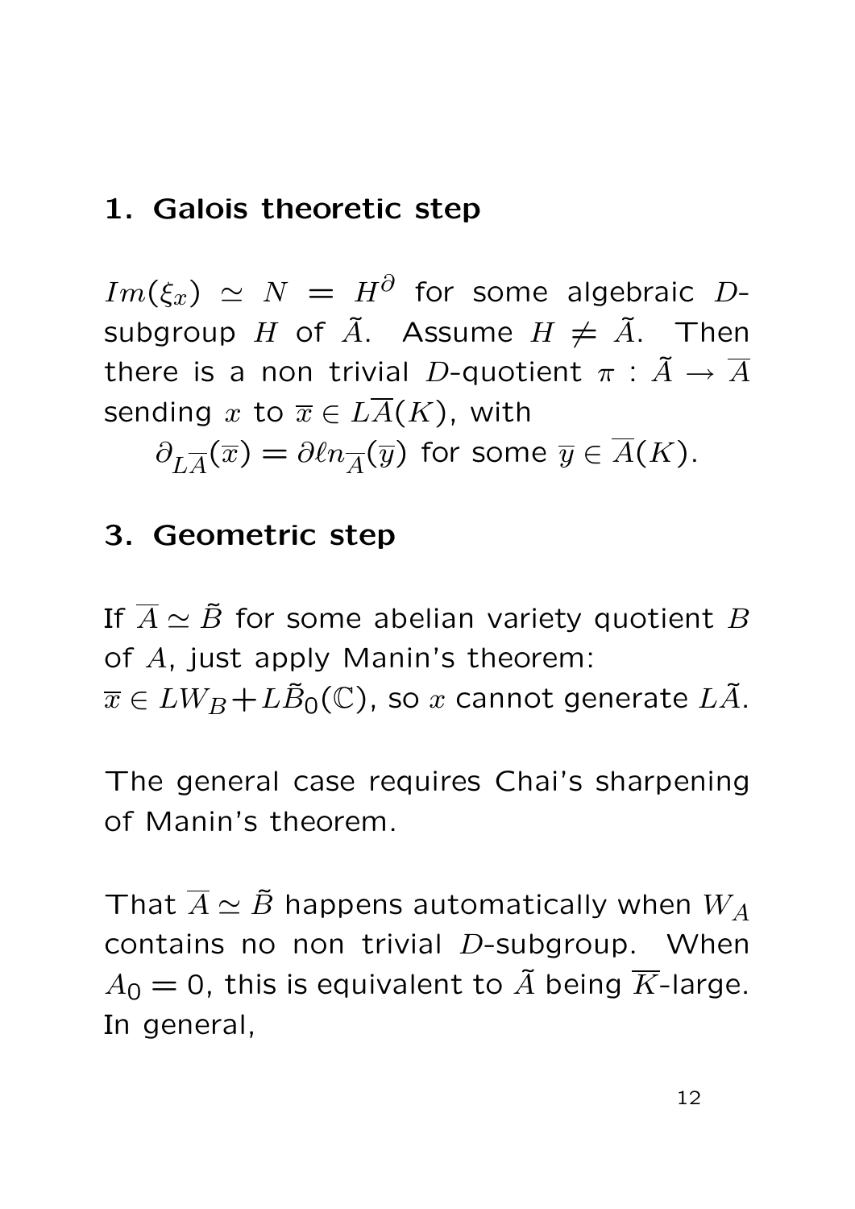## 1. Galois theoretic step

$Im(\xi_x) \simeq N = H^\partial$ for some algebraic $D$-subgroup $H$ of $\tilde{A}$. Assume $H \neq \tilde{A}$. Then there is a non trivial $D$-quotient $\pi : \tilde{A} \to \overline{A}$ sending $x$ to $\overline{x} \in L\overline{A}(K)$, with

$$\partial_{L\overline{A}}(\overline{x}) = \partial\ell n_{\overline{A}}(\overline{y}) \text{ for some } \overline{y} \in \overline{A}(K).$$

## 3. Geometric step

If $\overline{A} \simeq \tilde{B}$ for some abelian variety quotient $B$ of $A$, just apply Manin's theorem:
$\overline{x} \in LW_B + L\tilde{B}_0(\mathbb{C})$, so $x$ cannot generate $L\tilde{A}$.

The general case requires Chai's sharpening of Manin's theorem.

That $\overline{A} \simeq \tilde{B}$ happens automatically when $W_A$ contains no non trivial $D$-subgroup. When $A_0 = 0$, this is equivalent to $\tilde{A}$ being $\overline{K}$-large. In general,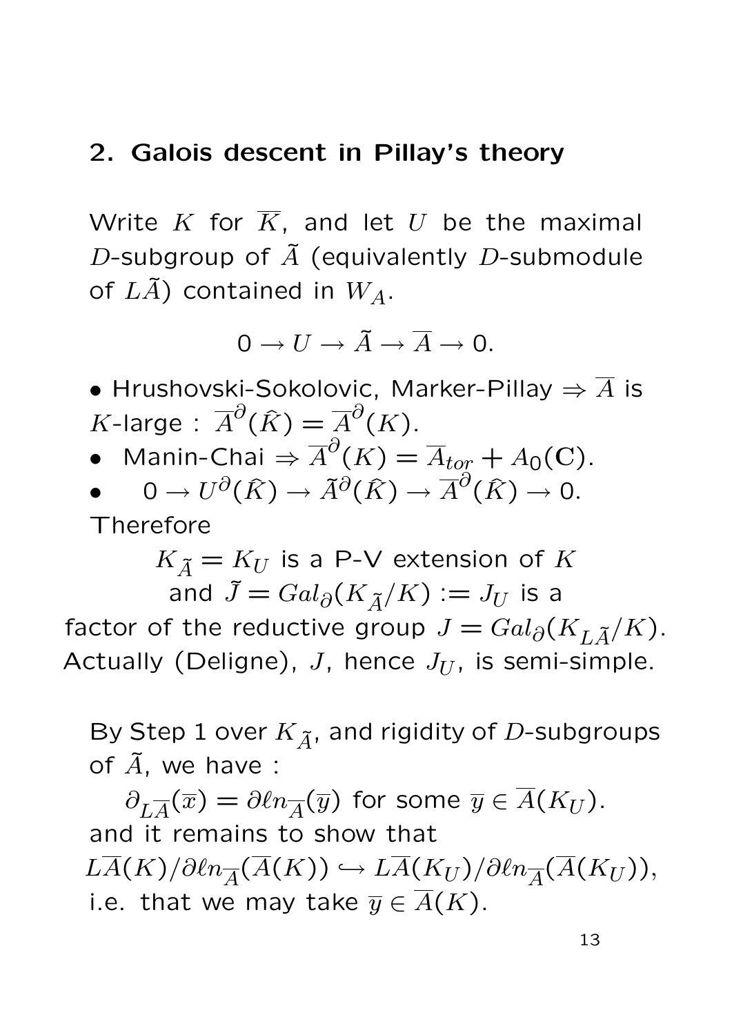## 2. Galois descent in Pillay's theory

Write $K$ for $\overline{K}$, and let $U$ be the maximal $D$-subgroup of $\tilde{A}$ (equivalently $D$-submodule of $L\tilde{A}$) contained in $W_A$.

$$0 \to U \to \tilde{A} \to \overline{A} \to 0.$$

- Hrushovski-Sokolovic, Marker-Pillay $\Rightarrow \overline{A}$ is $K$-large : $\overline{A}^{\partial}(\hat{K}) = \overline{A}^{\partial}(K)$.
- Manin-Chai $\Rightarrow \overline{A}^{\partial}(K) = \overline{A}_{tor} + A_0(\mathbf{C})$.
- $0 \to U^{\partial}(\hat{K}) \to \tilde{A}^{\partial}(\hat{K}) \to \overline{A}^{\partial}(\hat{K}) \to 0$.

Therefore

$K_{\tilde{A}} = K_U$ is a P-V extension of $K$
and $\tilde{J} = Gal_{\partial}(K_{\tilde{A}}/K) := J_U$ is a
factor of the reductive group $J = Gal_{\partial}(K_{L\tilde{A}}/K)$.
Actually (Deligne), $J$, hence $J_U$, is semi-simple.

By Step 1 over $K_{\tilde{A}}$, and rigidity of $D$-subgroups of $\tilde{A}$, we have :

$\partial_{L\overline{A}}(\overline{x}) = \partial\ell n_{\overline{A}}(\overline{y})$ for some $\overline{y} \in \overline{A}(K_U)$.
and it remains to show that
$L\overline{A}(K)/\partial\ell n_{\overline{A}}(\overline{A}(K)) \hookrightarrow L\overline{A}(K_U)/\partial\ell n_{\overline{A}}(\overline{A}(K_U))$,
i.e. that we may take $\overline{y} \in \overline{A}(K)$.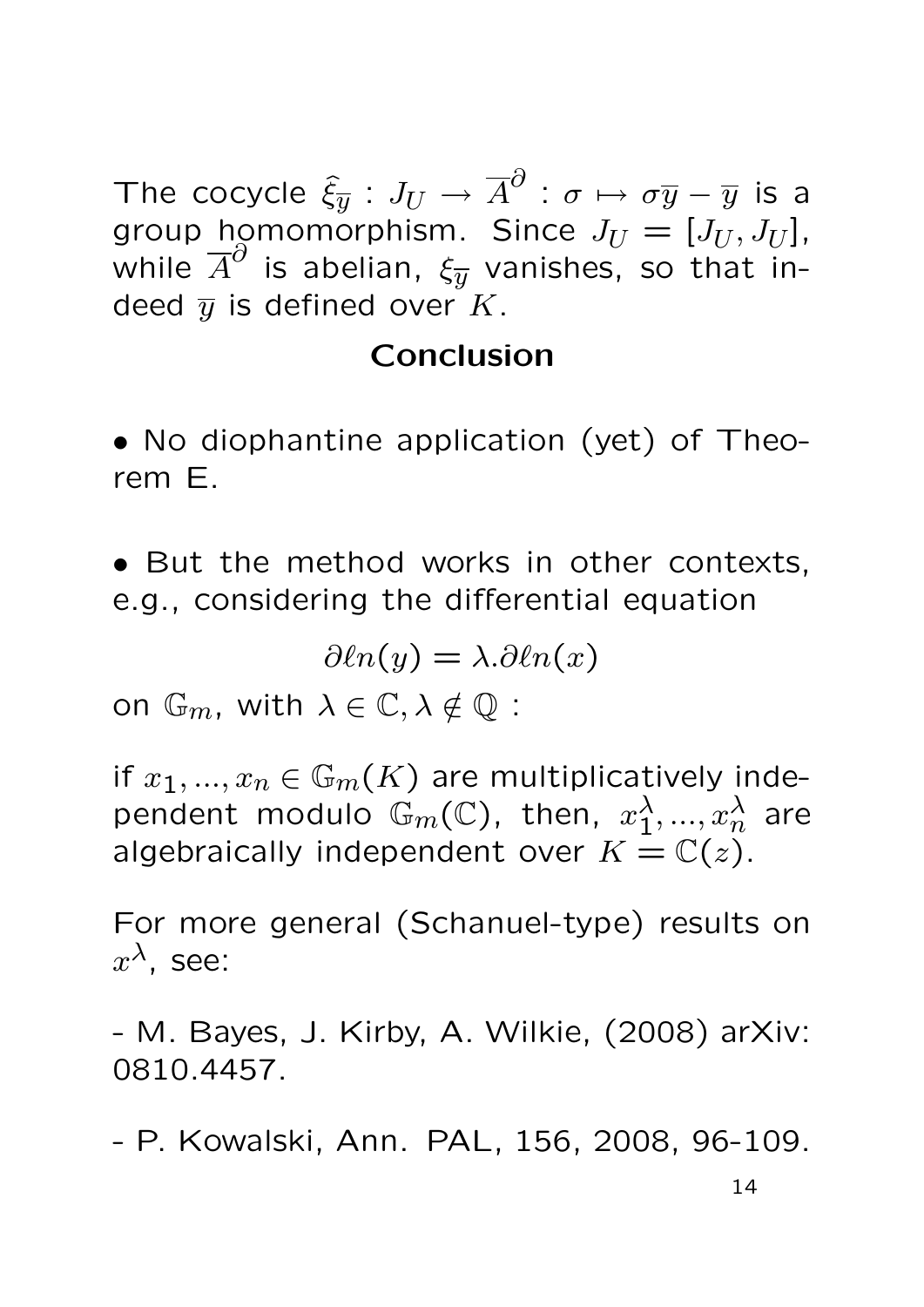The cocycle $\hat{\xi}_{\overline{y}} : J_U \to \overline{A}^{\partial} : \sigma \mapsto \sigma\overline{y} - \overline{y}$ is a group homomorphism. Since $J_U = [J_U, J_U]$, while $\overline{A}^{\partial}$ is abelian, $\xi_{\overline{y}}$ vanishes, so that indeed $\overline{y}$ is defined over $K$.

## Conclusion

- No diophantine application (yet) of Theorem E.

- But the method works in other contexts, e.g., considering the differential equation

$$\partial \ell n(y) = \lambda . \partial \ell n(x)$$

on $\mathbb{G}_m$, with $\lambda \in \mathbb{C}, \lambda \notin \mathbb{Q}$ :

if $x_1, ..., x_n \in \mathbb{G}_m(K)$ are multiplicatively independent modulo $\mathbb{G}_m(\mathbb{C})$, then, $x_1^{\lambda}, ..., x_n^{\lambda}$ are algebraically independent over $K = \mathbb{C}(z)$.

For more general (Schanuel-type) results on $x^{\lambda}$, see:

- M. Bayes, J. Kirby, A. Wilkie, (2008) arXiv: 0810.4457.

- P. Kowalski, Ann. PAL, 156, 2008, 96-109.